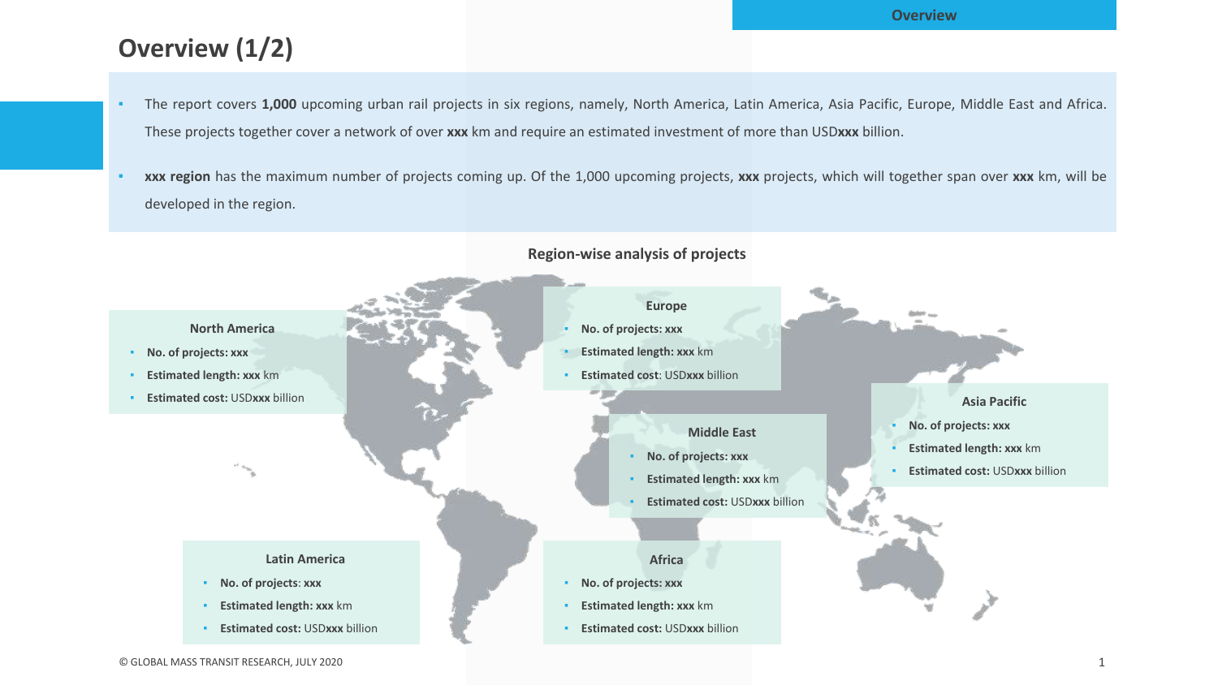# Overview (1/2)

- The report covers **1,000** upcoming urban rail projects in six regions, namely, North America, Latin America, Asia Pacific, Europe, Middle East and Africa. These projects together cover a network of over **xxx** km and require an estimated investment of more than USD**xxx** billion.
- **xxx region** has the maximum number of projects coming up. Of the 1,000 upcoming projects, **xxx** projects, which will together span over **xxx** km, will be developed in the region.

## Region-wise analysis of projects

### North America

- **No. of projects: xxx**
- **Estimated length: xxx** km
- **Estimated cost:** USD**xxx** billion

### Europe

- **No. of projects: xxx**
- **Estimated length: xxx** km
- **Estimated cost**: USD**xxx** billion

### Middle East

- **No. of projects: xxx**
- **Estimated length: xxx** km
- **Estimated cost:** USD**xxx** billion

### Asia Pacific

- **No. of projects: xxx**
- **Estimated length: xxx** km
- **Estimated cost:** USD**xxx** billion

### Latin America

- **No. of projects**: **xxx**
- **Estimated length: xxx** km
- **Estimated cost:** USD**xxx** billion

### Africa

- **No. of projects: xxx**
- **Estimated length: xxx** km
- **Estimated cost:** USD**xxx** billion

© GLOBAL MASS TRANSIT RESEARCH, JULY 2020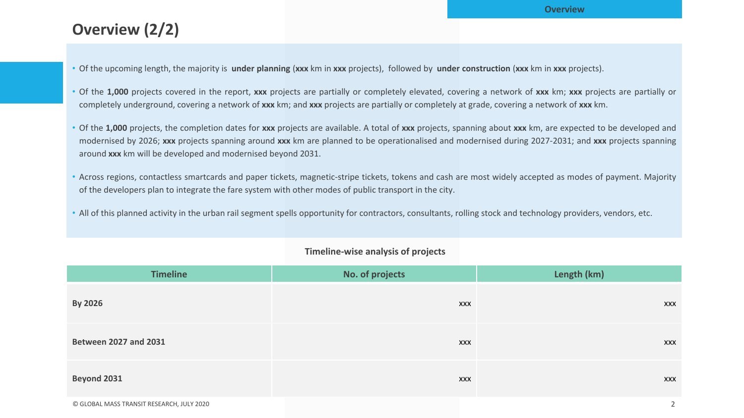# Overview (2/2)

- Of the upcoming length, the majority is **under planning** (**xxx** km in **xxx** projects), followed by **under construction** (**xxx** km in **xxx** projects).
- Of the **1,000** projects covered in the report, **xxx** projects are partially or completely elevated, covering a network of **xxx** km; **xxx** projects are partially or completely underground, covering a network of **xxx** km; and **xxx** projects are partially or completely at grade, covering a network of **xxx** km.
- Of the **1,000** projects, the completion dates for **xxx** projects are available. A total of **xxx** projects, spanning about **xxx** km, are expected to be developed and modernised by 2026; **xxx** projects spanning around **xxx** km are planned to be operationalised and modernised during 2027-2031; and **xxx** projects spanning around **xxx** km will be developed and modernised beyond 2031.
- Across regions, contactless smartcards and paper tickets, magnetic-stripe tickets, tokens and cash are most widely accepted as modes of payment. Majority of the developers plan to integrate the fare system with other modes of public transport in the city.
- All of this planned activity in the urban rail segment spells opportunity for contractors, consultants, rolling stock and technology providers, vendors, etc.

**Timeline-wise analysis of projects**

| Timeline | No. of projects | Length (km) |
|---|---|---|
| **By 2026** | xxx | xxx |
| **Between 2027 and 2031** | xxx | xxx |
| **Beyond 2031** | xxx | xxx |

© GLOBAL MASS TRANSIT RESEARCH, JULY 2020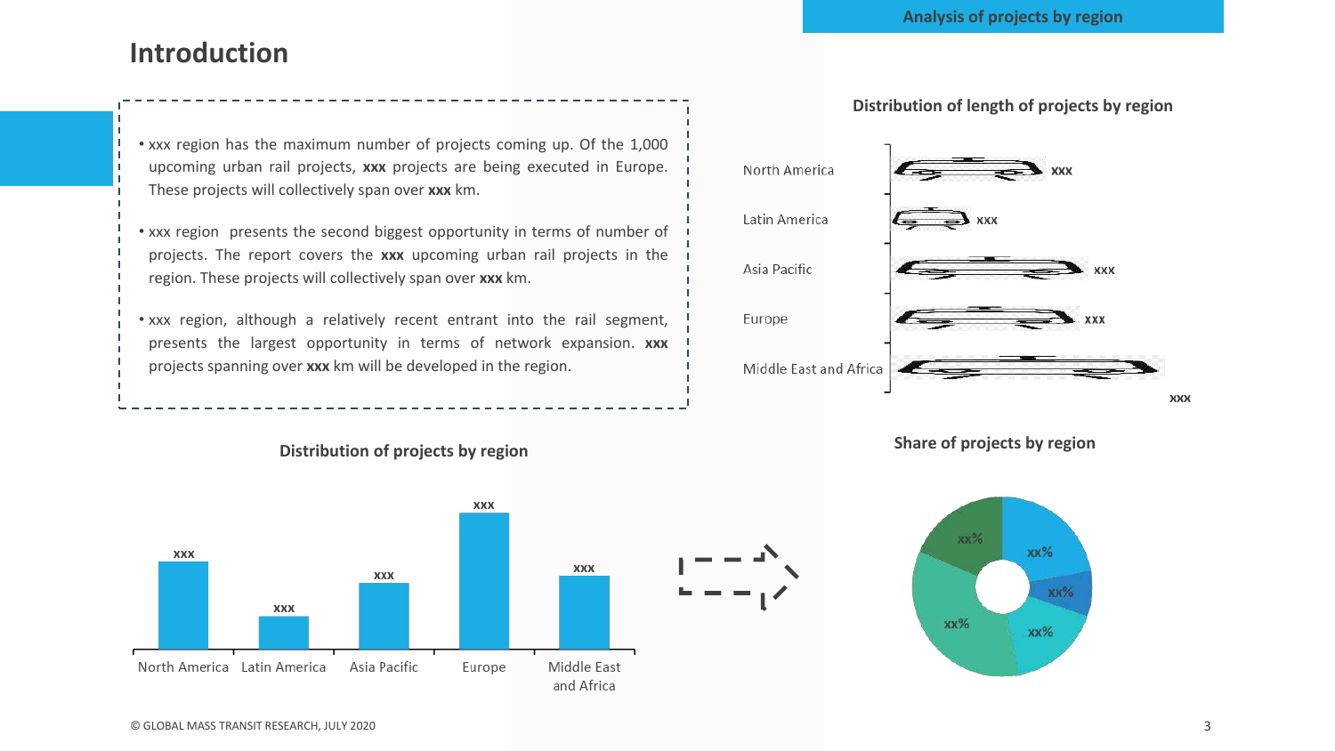## Analysis of projects by region

# Introduction

- xxx region has the maximum number of projects coming up. Of the 1,000 upcoming urban rail projects, **xxx** projects are being executed in Europe. These projects will collectively span over **xxx** km.
- xxx region presents the second biggest opportunity in terms of number of projects. The report covers the **xxx** upcoming urban rail projects in the region. These projects will collectively span over **xxx** km.
- xxx region, although a relatively recent entrant into the rail segment, presents the largest opportunity in terms of network expansion. **xxx** projects spanning over **xxx** km will be developed in the region.

### Distribution of length of projects by region

| Region | Length |
|---|---|
| North America | xxx |
| Latin America | xxx |
| Asia Pacific | xxx |
| Europe | xxx |
| Middle East and Africa | xxx |

xxx

### Distribution of projects by region

| Region | Projects |
|---|---|
| North America | xxx |
| Latin America | xxx |
| Asia Pacific | xxx |
| Europe | xxx |
| Middle East and Africa | xxx |

### Share of projects by region

xx%, xx%, xx%, xx%, xx%

© GLOBAL MASS TRANSIT RESEARCH, JULY 2020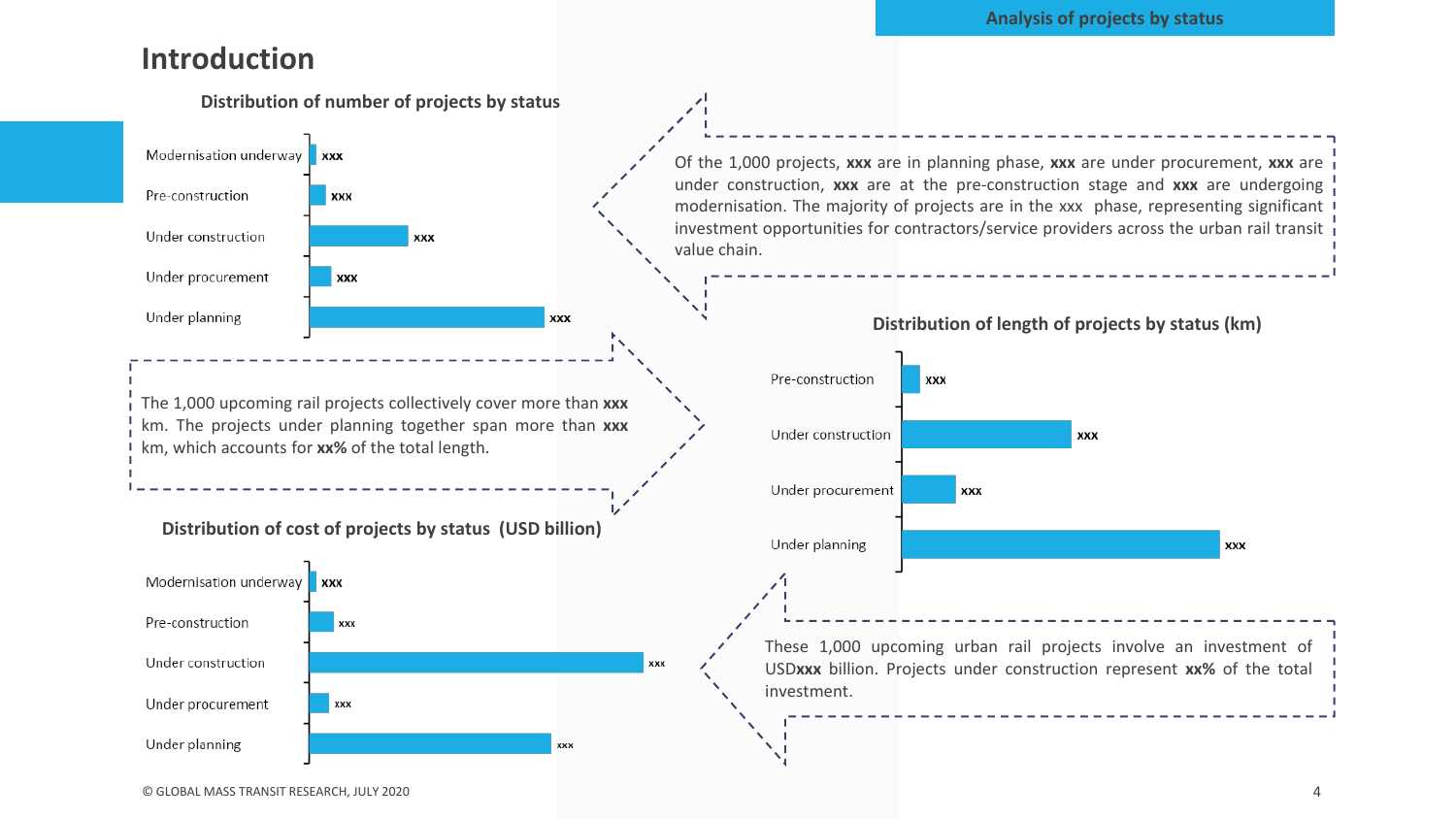## Introduction

### Distribution of number of projects by status

| Status | Number |
|---|---|
| Modernisation underway | xxx |
| Pre-construction | xxx |
| Under construction | xxx |
| Under procurement | xxx |
| Under planning | xxx |

Of the 1,000 projects, **xxx** are in planning phase, **xxx** are under procurement, **xxx** are under construction, **xxx** are at the pre-construction stage and **xxx** are undergoing modernisation. The majority of projects are in the xxx phase, representing significant investment opportunities for contractors/service providers across the urban rail transit value chain.

The 1,000 upcoming rail projects collectively cover more than **xxx** km. The projects under planning together span more than **xxx** km, which accounts for **xx%** of the total length.

### Distribution of length of projects by status (km)

| Status | Length (km) |
|---|---|
| Pre-construction | xxx |
| Under construction | xxx |
| Under procurement | xxx |
| Under planning | xxx |

### Distribution of cost of projects by status (USD billion)

| Status | Cost (USD billion) |
|---|---|
| Modernisation underway | xxx |
| Pre-construction | xxx |
| Under construction | xxx |
| Under procurement | xxx |
| Under planning | xxx |

These 1,000 upcoming urban rail projects involve an investment of USD**xxx** billion. Projects under construction represent **xx%** of the total investment.

© GLOBAL MASS TRANSIT RESEARCH, JULY 2020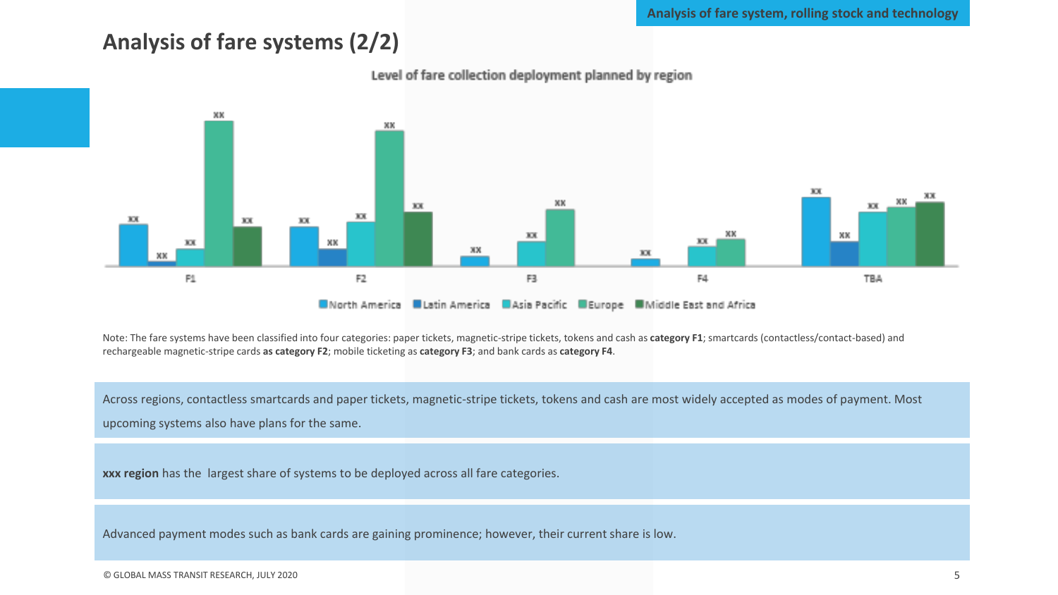## Analysis of fare systems (2/2)

**Level of fare collection deployment planned by region**

| | North America | Latin America | Asia Pacific | Europe | Middle East and Africa |
|---|---|---|---|---|---|
| F1 | xx | xx | xx | xx | xx |
| F2 | xx | xx | xx | xx | xx |
| F3 | xx | | xx | xx | |
| F4 | xx | | xx | xx | |
| TBA | xx | xx | xx | xx | xx |

Note: The fare systems have been classified into four categories: paper tickets, magnetic-stripe tickets, tokens and cash as **category F1**; smartcards (contactless/contact-based) and rechargeable magnetic-stripe cards **as category F2**; mobile ticketing as **category F3**; and bank cards as **category F4**.

Across regions, contactless smartcards and paper tickets, magnetic-stripe tickets, tokens and cash are most widely accepted as modes of payment. Most upcoming systems also have plans for the same.

**xxx region** has the largest share of systems to be deployed across all fare categories.

Advanced payment modes such as bank cards are gaining prominence; however, their current share is low.

© GLOBAL MASS TRANSIT RESEARCH, JULY 2020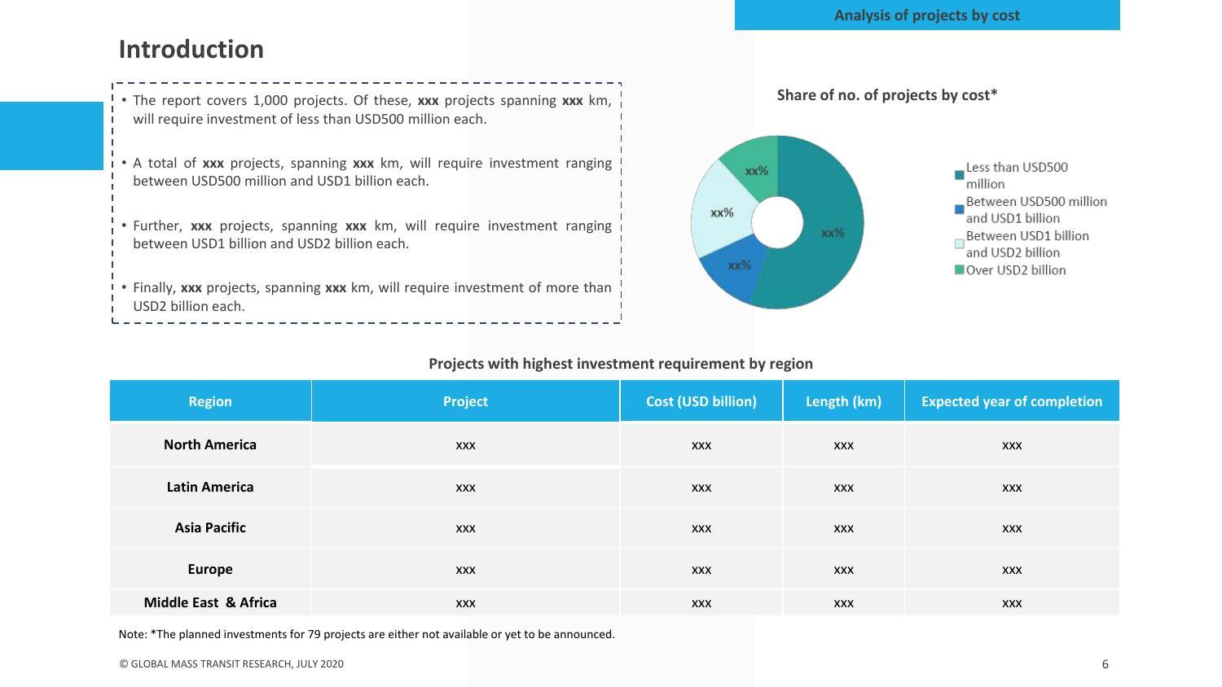## Analysis of projects by cost

# Introduction

- The report covers 1,000 projects. Of these, **xxx** projects spanning **xxx** km, will require investment of less than USD500 million each.
- A total of **xxx** projects, spanning **xxx** km, will require investment ranging between USD500 million and USD1 billion each.
- Further, **xxx** projects, spanning **xxx** km, will require investment ranging between USD1 billion and USD2 billion each.
- Finally, **xxx** projects, spanning **xxx** km, will require investment of more than USD2 billion each.

**Share of no. of projects by cost***

- Less than USD500 million: xx%
- Between USD500 million and USD1 billion: xx%
- Between USD1 billion and USD2 billion: xx%
- Over USD2 billion: xx%

**Projects with highest investment requirement by region**

| Region | Project | Cost (USD billion) | Length (km) | Expected year of completion |
|---|---|---|---|---|
| **North America** | xxx | xxx | xxx | xxx |
| **Latin America** | xxx | xxx | xxx | xxx |
| **Asia Pacific** | xxx | xxx | xxx | xxx |
| **Europe** | xxx | xxx | xxx | xxx |
| **Middle East & Africa** | xxx | xxx | xxx | xxx |

Note: *The planned investments for 79 projects are either not available or yet to be announced.

© GLOBAL MASS TRANSIT RESEARCH, JULY 2020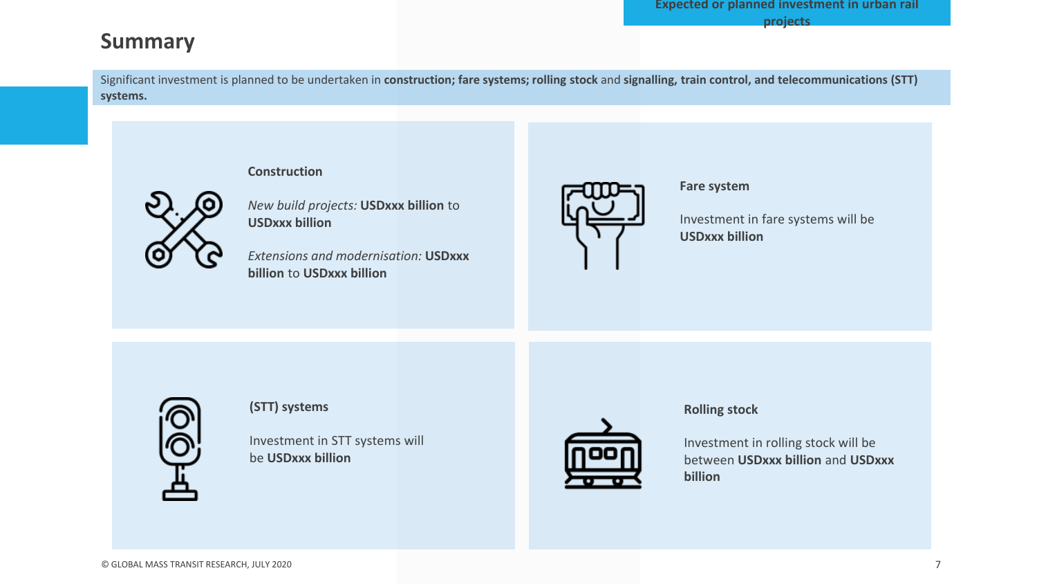## Summary

Significant investment is planned to be undertaken in **construction; fare systems; rolling stock** and **signalling, train control, and telecommunications (STT) systems.**

### Construction

*New build projects:* **USDxxx billion** to **USDxxx billion**

*Extensions and modernisation:* **USDxxx billion** to **USDxxx billion**

### Fare system

Investment in fare systems will be **USDxxx billion**

### (STT) systems

Investment in STT systems will be **USDxxx billion**

### Rolling stock

Investment in rolling stock will be between **USDxxx billion** and **USDxxx billion**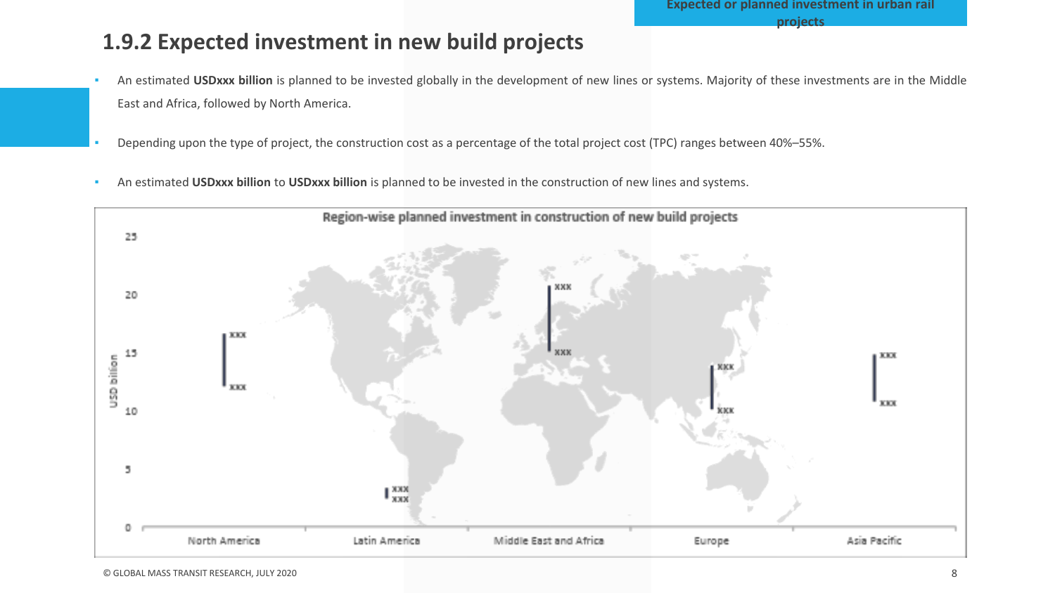## 1.9.2 Expected investment in new build projects

- An estimated **USDxxx billion** is planned to be invested globally in the development of new lines or systems. Majority of these investments are in the Middle East and Africa, followed by North America.
- Depending upon the type of project, the construction cost as a percentage of the total project cost (TPC) ranges between 40%–55%.
- An estimated **USDxxx billion** to **USDxxx billion** is planned to be invested in the construction of new lines and systems.

Region-wise planned investment in construction of new build projects

USD billion

25
20
15
10
5
0

xxx
xxx
xxx
xxx
xxx
xxx
xxx
xxx
xxx
xxx

North America
Latin America
Middle East and Africa
Europe
Asia Pacific

© GLOBAL MASS TRANSIT RESEARCH, JULY 2020